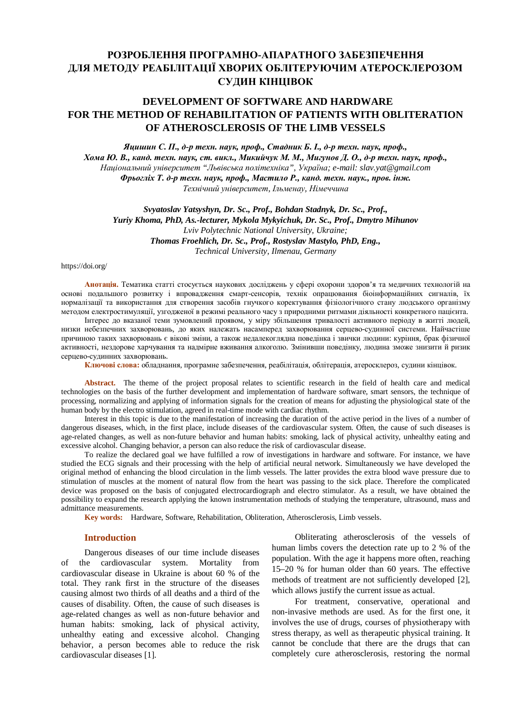# РОЗРОБЛЕННЯ ПРОГРАМНО-АПАРАТНОГО ЗАБЕЗПЕЧЕННЯ ДЛЯ МЕТОДУ РЕАБІЛІТАЦІЇ ХВОРИХ ОБЛІТЕРУЮЧИМ АТЕРОСКЛЕРОЗОМ СУДИН КІНЦІВОК

# DEVELOPMENT OF SOFTWARE AND HARDWARE FOR THE METHOD OF REHABILITATION OF PATIENTS WITH OBLITERATION OF ATHEROSCLEROSIS OF THE LIMB VESSELS

***Яцишин С. П., д-р техн. наук, проф., Стадник Б. І., д-р техн. наук, проф., Хома Ю. В., канд. техн. наук, ст. викл., Микийчук М. М., Мигунов Д. О., д-р техн. наук, проф.,***
*Національний університет "Львівська політехніка", Україна; e-mail: slav.yat@gmail.com*
***Фрьогліх Т. д-р техн. наук, проф., Мастило Р., канд. техн. наук., пров. інж.***
*Технічний університет, Ільменау, Німеччина*

***Svyatoslav Yatsyshyn, Dr. Sc., Prof., Bohdan Stadnyk, Dr. Sc., Prof., Yuriy Khoma, PhD, As.-lecturer, Mykola Mykyichuk, Dr. Sc., Prof., Dmytro Mihunov***
*Lviv Polytechnic National University, Ukraine;*
***Thomas Froehlich, Dr. Sc., Prof., Rostyslav Mastylo, PhD, Eng.,***
*Technical University, Ilmenau, Germany*

https://doi.org/

**Анотація.** Тематика статті стосується наукових досліджень у сфері охорони здоров'я та медичних технологій на основі подальшого розвитку і впровадження смарт-сенсорів, технік опрацювання біоінформаційних сигналів, їх нормалізації та використання для створення засобів гнучкого коректування фізіологічного стану людського організму методом електростимуляції, узгодженої в режимі реального часу з природними ритмами діяльності конкретного пацієнта.

Інтерес до вказаної теми зумовлений проявом, у міру збільшення тривалості активного періоду в житті людей, низки небезпечних захворювань, до яких належать насамперед захворювання серцево-судинної системи. Найчастіше причиною таких захворювань є вікові зміни, а також недалекоглядна поведінка і звички людини: куріння, брак фізичної активності, нездорове харчування та надмірне вживання алкоголю. Змінивши поведінку, людина зможе знизити й ризик серцево-судинних захворювань.

**Ключові слова:** обладнання, програмне забезпечення, реабілітація, облітерація, атеросклероз, судини кінцівок.

**Abstract.** The theme of the project proposal relates to scientific research in the field of health care and medical technologies on the basis of the further development and implementation of hardware software, smart sensors, the technique of processing, normalizing and applying of information signals for the creation of means for adjusting the physiological state of the human body by the electro stimulation, agreed in real-time mode with cardiac rhythm.

Interest in this topic is due to the manifestation of increasing the duration of the active period in the lives of a number of dangerous diseases, which, in the first place, include diseases of the cardiovascular system. Often, the cause of such diseases is age-related changes, as well as non-future behavior and human habits: smoking, lack of physical activity, unhealthy eating and excessive alcohol. Changing behavior, a person can also reduce the risk of cardiovascular disease.

To realize the declared goal we have fulfilled a row of investigations in hardware and software. For instance, we have studied the ECG signals and their processing with the help of artificial neural network. Simultaneously we have developed the original method of enhancing the blood circulation in the limb vessels. The latter provides the extra blood wave pressure due to stimulation of muscles at the moment of natural flow from the heart was passing to the sick place. Therefore the complicated device was proposed on the basis of conjugated electrocardiograph and electro stimulator. As a result, we have obtained the possibility to expand the research applying the known instrumentation methods of studying the temperature, ultrasound, mass and admittance measurements.

**Key words:** Hardware, Software, Rehabilitation, Obliteration, Atherosclerosis, Limb vessels.

## Introduction

Dangerous diseases of our time include diseases of the cardiovascular system. Mortality from cardiovascular disease in Ukraine is about 60 % of the total. They rank first in the structure of the diseases causing almost two thirds of all deaths and a third of the causes of disability. Often, the cause of such diseases is age-related changes as well as non-future behavior and human habits: smoking, lack of physical activity, unhealthy eating and excessive alcohol. Changing behavior, a person becomes able to reduce the risk cardiovascular diseases [1].

Obliterating atherosclerosis of the vessels of human limbs covers the detection rate up to 2 % of the population. With the age it happens more often, reaching 15–20 % for human older than 60 years. The effective methods of treatment are not sufficiently developed [2], which allows justify the current issue as actual.

For treatment, conservative, operational and non-invasive methods are used. As for the first one, it involves the use of drugs, courses of physiotherapy with stress therapy, as well as therapeutic physical training. It cannot be conclude that there are the drugs that can completely cure atherosclerosis, restoring the normal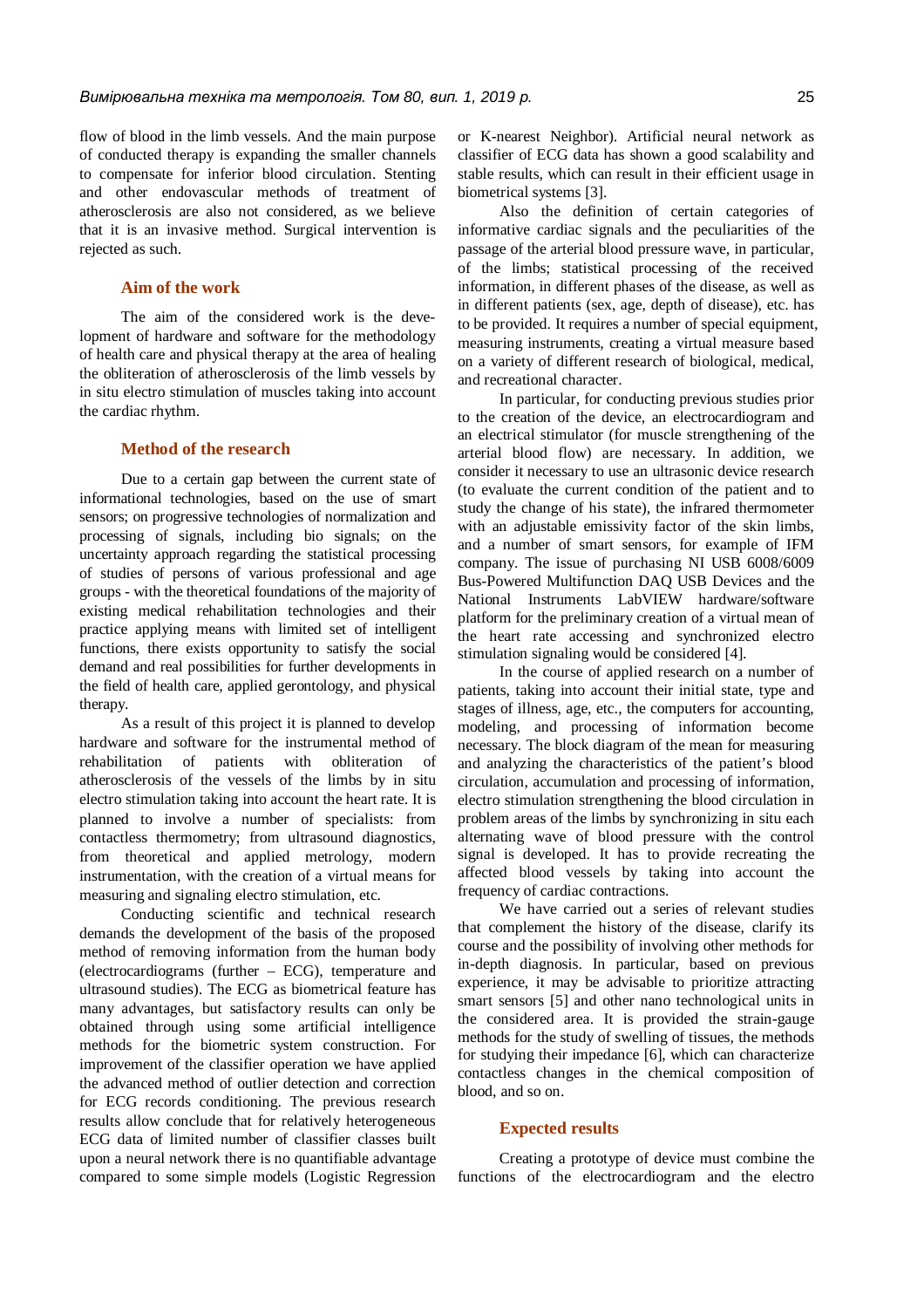flow of blood in the limb vessels. And the main purpose of conducted therapy is expanding the smaller channels to compensate for inferior blood circulation. Stenting and other endovascular methods of treatment of atherosclerosis are also not considered, as we believe that it is an invasive method. Surgical intervention is rejected as such.

## Aim of the work

The aim of the considered work is the development of hardware and software for the methodology of health care and physical therapy at the area of healing the obliteration of atherosclerosis of the limb vessels by in situ electro stimulation of muscles taking into account the cardiac rhythm.

## Method of the research

Due to a certain gap between the current state of informational technologies, based on the use of smart sensors; on progressive technologies of normalization and processing of signals, including bio signals; on the uncertainty approach regarding the statistical processing of studies of persons of various professional and age groups - with the theoretical foundations of the majority of existing medical rehabilitation technologies and their practice applying means with limited set of intelligent functions, there exists opportunity to satisfy the social demand and real possibilities for further developments in the field of health care, applied gerontology, and physical therapy.

As a result of this project it is planned to develop hardware and software for the instrumental method of rehabilitation of patients with obliteration of atherosclerosis of the vessels of the limbs by in situ electro stimulation taking into account the heart rate. It is planned to involve a number of specialists: from contactless thermometry; from ultrasound diagnostics, from theoretical and applied metrology, modern instrumentation, with the creation of a virtual means for measuring and signaling electro stimulation, etc.

Conducting scientific and technical research demands the development of the basis of the proposed method of removing information from the human body (electrocardiograms (further – ECG), temperature and ultrasound studies). The ECG as biometrical feature has many advantages, but satisfactory results can only be obtained through using some artificial intelligence methods for the biometric system construction. For improvement of the classifier operation we have applied the advanced method of outlier detection and correction for ECG records conditioning. The previous research results allow conclude that for relatively heterogeneous ECG data of limited number of classifier classes built upon a neural network there is no quantifiable advantage compared to some simple models (Logistic Regression or K-nearest Neighbor). Artificial neural network as classifier of ECG data has shown a good scalability and stable results, which can result in their efficient usage in biometrical systems [3].

Also the definition of certain categories of informative cardiac signals and the peculiarities of the passage of the arterial blood pressure wave, in particular, of the limbs; statistical processing of the received information, in different phases of the disease, as well as in different patients (sex, age, depth of disease), etc. has to be provided. It requires a number of special equipment, measuring instruments, creating a virtual measure based on a variety of different research of biological, medical, and recreational character.

In particular, for conducting previous studies prior to the creation of the device, an electrocardiogram and an electrical stimulator (for muscle strengthening of the arterial blood flow) are necessary. In addition, we consider it necessary to use an ultrasonic device research (to evaluate the current condition of the patient and to study the change of his state), the infrared thermometer with an adjustable emissivity factor of the skin limbs, and a number of smart sensors, for example of IFM company. The issue of purchasing NI USB 6008/6009 Bus-Powered Multifunction DAQ USB Devices and the National Instruments LabVIEW hardware/software platform for the preliminary creation of a virtual mean of the heart rate accessing and synchronized electro stimulation signaling would be considered [4].

In the course of applied research on a number of patients, taking into account their initial state, type and stages of illness, age, etc., the computers for accounting, modeling, and processing of information become necessary. The block diagram of the mean for measuring and analyzing the characteristics of the patient's blood circulation, accumulation and processing of information, electro stimulation strengthening the blood circulation in problem areas of the limbs by synchronizing in situ each alternating wave of blood pressure with the control signal is developed. It has to provide recreating the affected blood vessels by taking into account the frequency of cardiac contractions.

We have carried out a series of relevant studies that complement the history of the disease, clarify its course and the possibility of involving other methods for in-depth diagnosis. In particular, based on previous experience, it may be advisable to prioritize attracting smart sensors [5] and other nano technological units in the considered area. It is provided the strain-gauge methods for the study of swelling of tissues, the methods for studying their impedance [6], which can characterize contactless changes in the chemical composition of blood, and so on.

## Expected results

Creating a prototype of device must combine the functions of the electrocardiogram and the electro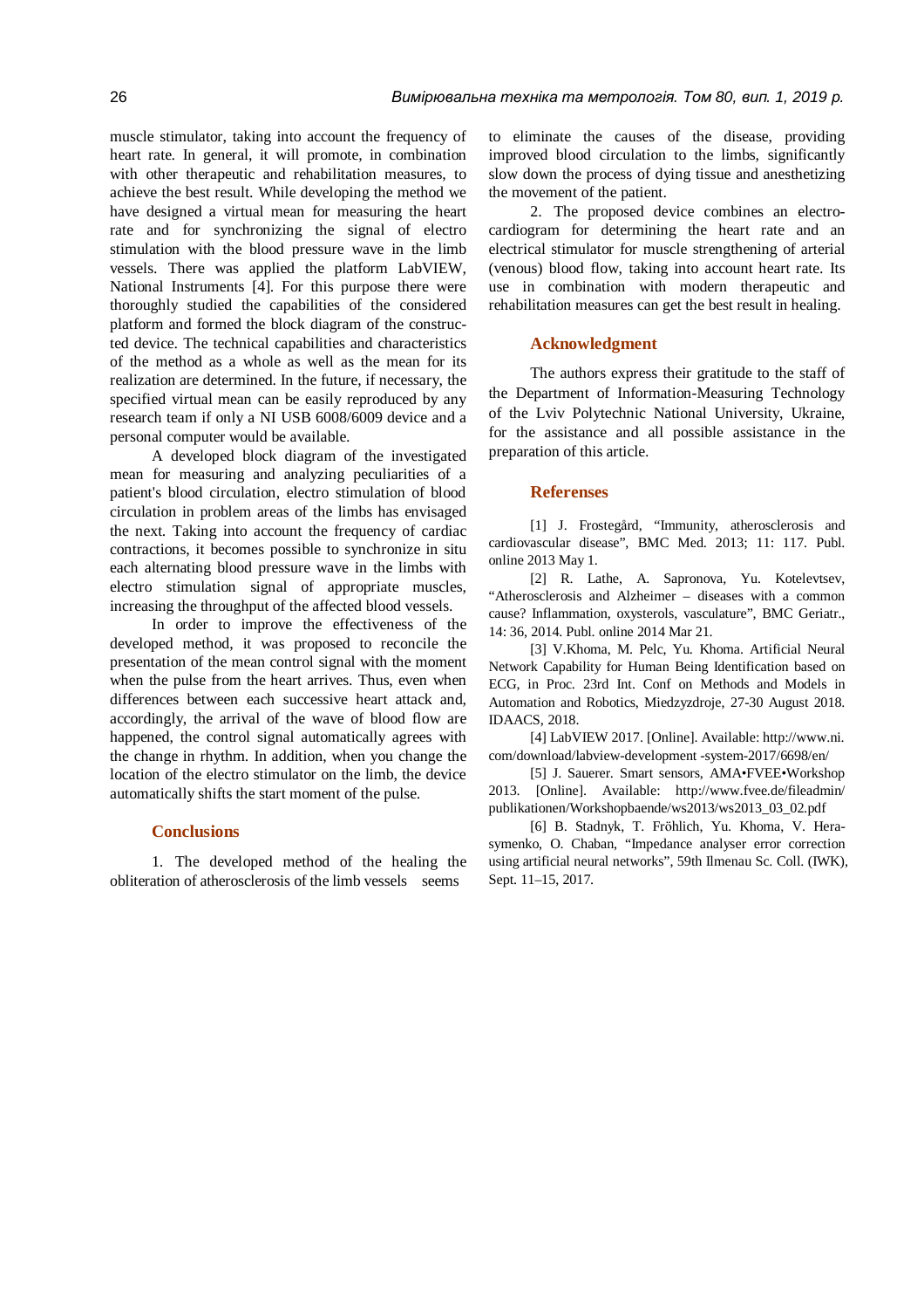muscle stimulator, taking into account the frequency of heart rate. In general, it will promote, in combination with other therapeutic and rehabilitation measures, to achieve the best result. While developing the method we have designed a virtual mean for measuring the heart rate and for synchronizing the signal of electro stimulation with the blood pressure wave in the limb vessels. There was applied the platform LabVIEW, National Instruments [4]. For this purpose there were thoroughly studied the capabilities of the considered platform and formed the block diagram of the constructed device. The technical capabilities and characteristics of the method as a whole as well as the mean for its realization are determined. In the future, if necessary, the specified virtual mean can be easily reproduced by any research team if only a NI USB 6008/6009 device and a personal computer would be available.

A developed block diagram of the investigated mean for measuring and analyzing peculiarities of a patient's blood circulation, electro stimulation of blood circulation in problem areas of the limbs has envisaged the next. Taking into account the frequency of cardiac contractions, it becomes possible to synchronize in situ each alternating blood pressure wave in the limbs with electro stimulation signal of appropriate muscles, increasing the throughput of the affected blood vessels.

In order to improve the effectiveness of the developed method, it was proposed to reconcile the presentation of the mean control signal with the moment when the pulse from the heart arrives. Thus, even when differences between each successive heart attack and, accordingly, the arrival of the wave of blood flow are happened, the control signal automatically agrees with the change in rhythm. In addition, when you change the location of the electro stimulator on the limb, the device automatically shifts the start moment of the pulse.

## Conclusions

1. The developed method of the healing the obliteration of atherosclerosis of the limb vessels seems to eliminate the causes of the disease, providing improved blood circulation to the limbs, significantly slow down the process of dying tissue and anesthetizing the movement of the patient.

2. The proposed device combines an electrocardiogram for determining the heart rate and an electrical stimulator for muscle strengthening of arterial (venous) blood flow, taking into account heart rate. Its use in combination with modern therapeutic and rehabilitation measures can get the best result in healing.

## Acknowledgment

The authors express their gratitude to the staff of the Department of Information-Measuring Technology of the Lviv Polytechnic National University, Ukraine, for the assistance and all possible assistance in the preparation of this article.

## Referenses

[1] J. Frostegård, “Immunity, atherosclerosis and cardiovascular disease”, BMC Med. 2013; 11: 117. Publ. online 2013 May 1.

[2] R. Lathe, A. Sapronova, Yu. Kotelevtsev, “Atherosclerosis and Alzheimer – diseases with a common cause? Inflammation, oxysterols, vasculature”, BMC Geriatr., 14: 36, 2014. Publ. online 2014 Mar 21.

[3] V.Khoma, M. Pelc, Yu. Khoma. Artificial Neural Network Capability for Human Being Identification based on ECG, in Proc. 23rd Int. Conf on Methods and Models in Automation and Robotics, Miedzyzdroje, 27-30 August 2018. IDAACS, 2018.

[4] LabVIEW 2017. [Online]. Available: http://www.ni.com/download/labview-development -system-2017/6698/en/

[5] J. Sauerer. Smart sensors, AMA•FVEE•Workshop 2013. [Online]. Available: http://www.fvee.de/fileadmin/publikationen/Workshopbaende/ws2013/ws2013_03_02.pdf

[6] B. Stadnyk, T. Fröhlich, Yu. Khoma, V. Herasymenko, O. Chaban, “Impedance analyser error correction using artificial neural networks”, 59th Ilmenau Sc. Coll. (IWK), Sept. 11–15, 2017.